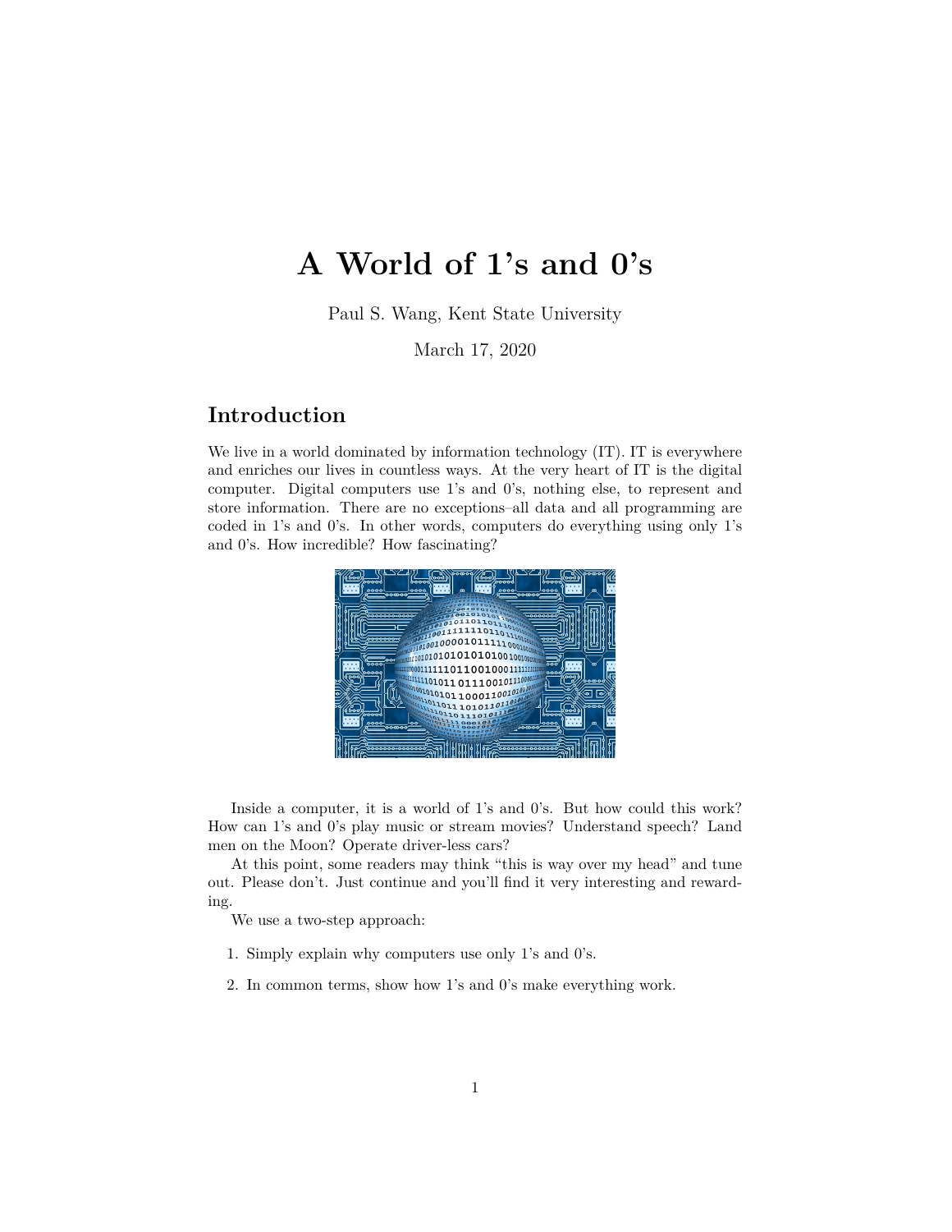# A World of 1's and 0's

Paul S. Wang, Kent State University

March 17, 2020

## Introduction

We live in a world dominated by information technology (IT). IT is everywhere and enriches our lives in countless ways. At the very heart of IT is the digital computer. Digital computers use 1's and 0's, nothing else, to represent and store information. There are no exceptions–all data and all programming are coded in 1's and 0's. In other words, computers do everything using only 1's and 0's. How incredible? How fascinating?

Inside a computer, it is a world of 1's and 0's. But how could this work? How can 1's and 0's play music or stream movies? Understand speech? Land men on the Moon? Operate driver-less cars?

At this point, some readers may think "this is way over my head" and tune out. Please don't. Just continue and you'll find it very interesting and rewarding.

We use a two-step approach:

1. Simply explain why computers use only 1's and 0's.
2. In common terms, show how 1's and 0's make everything work.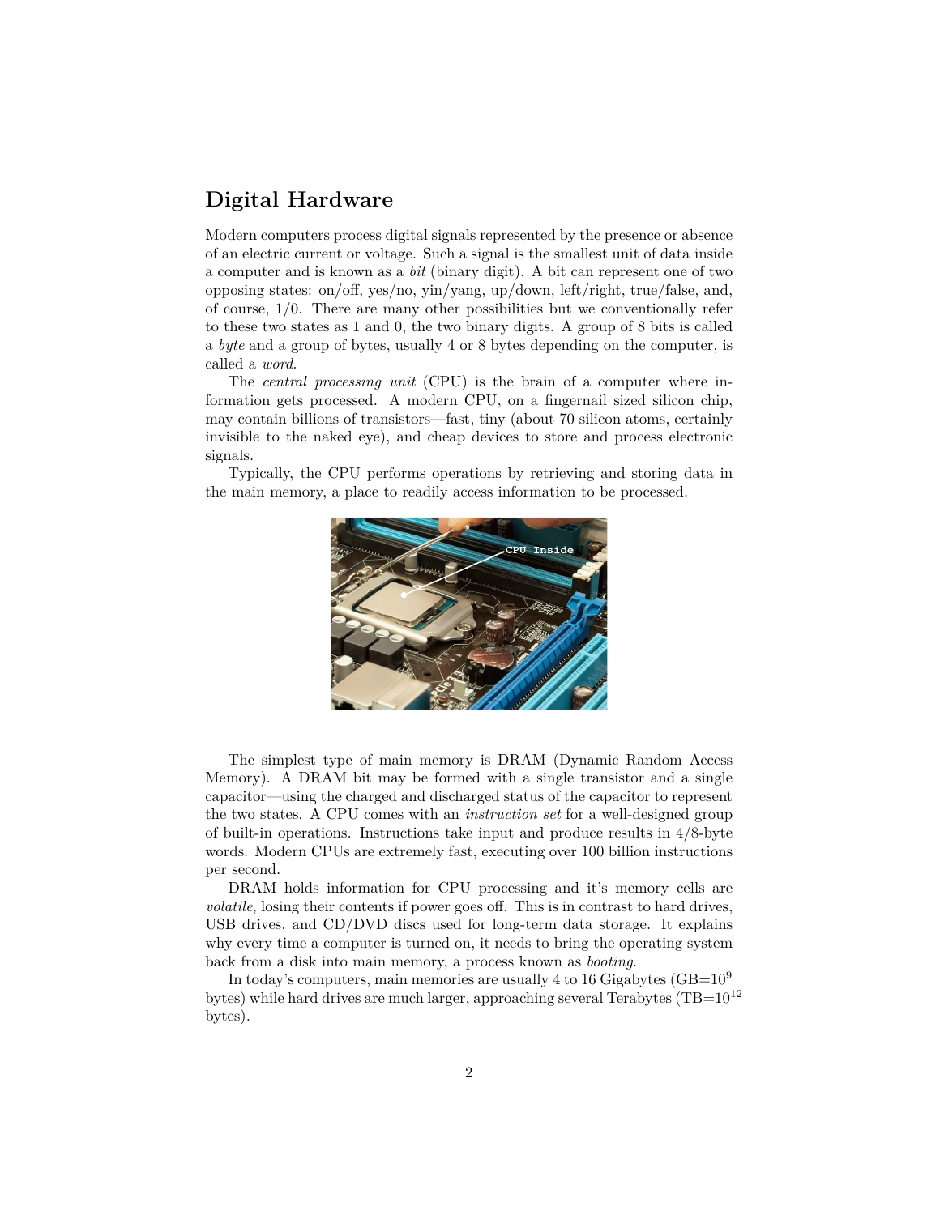## Digital Hardware

Modern computers process digital signals represented by the presence or absence of an electric current or voltage. Such a signal is the smallest unit of data inside a computer and is known as a *bit* (binary digit). A bit can represent one of two opposing states: on/off, yes/no, yin/yang, up/down, left/right, true/false, and, of course, 1/0. There are many other possibilities but we conventionally refer to these two states as 1 and 0, the two binary digits. A group of 8 bits is called a *byte* and a group of bytes, usually 4 or 8 bytes depending on the computer, is called a *word*.

The *central processing unit* (CPU) is the brain of a computer where information gets processed. A modern CPU, on a fingernail sized silicon chip, may contain billions of transistors—fast, tiny (about 70 silicon atoms, certainly invisible to the naked eye), and cheap devices to store and process electronic signals.

Typically, the CPU performs operations by retrieving and storing data in the main memory, a place to readily access information to be processed.

The simplest type of main memory is DRAM (Dynamic Random Access Memory). A DRAM bit may be formed with a single transistor and a single capacitor—using the charged and discharged status of the capacitor to represent the two states. A CPU comes with an *instruction set* for a well-designed group of built-in operations. Instructions take input and produce results in 4/8-byte words. Modern CPUs are extremely fast, executing over 100 billion instructions per second.

DRAM holds information for CPU processing and it's memory cells are *volatile*, losing their contents if power goes off. This is in contrast to hard drives, USB drives, and CD/DVD discs used for long-term data storage. It explains why every time a computer is turned on, it needs to bring the operating system back from a disk into main memory, a process known as *booting*.

In today's computers, main memories are usually 4 to 16 Gigabytes (GB=$10^9$ bytes) while hard drives are much larger, approaching several Terabytes (TB=$10^{12}$ bytes).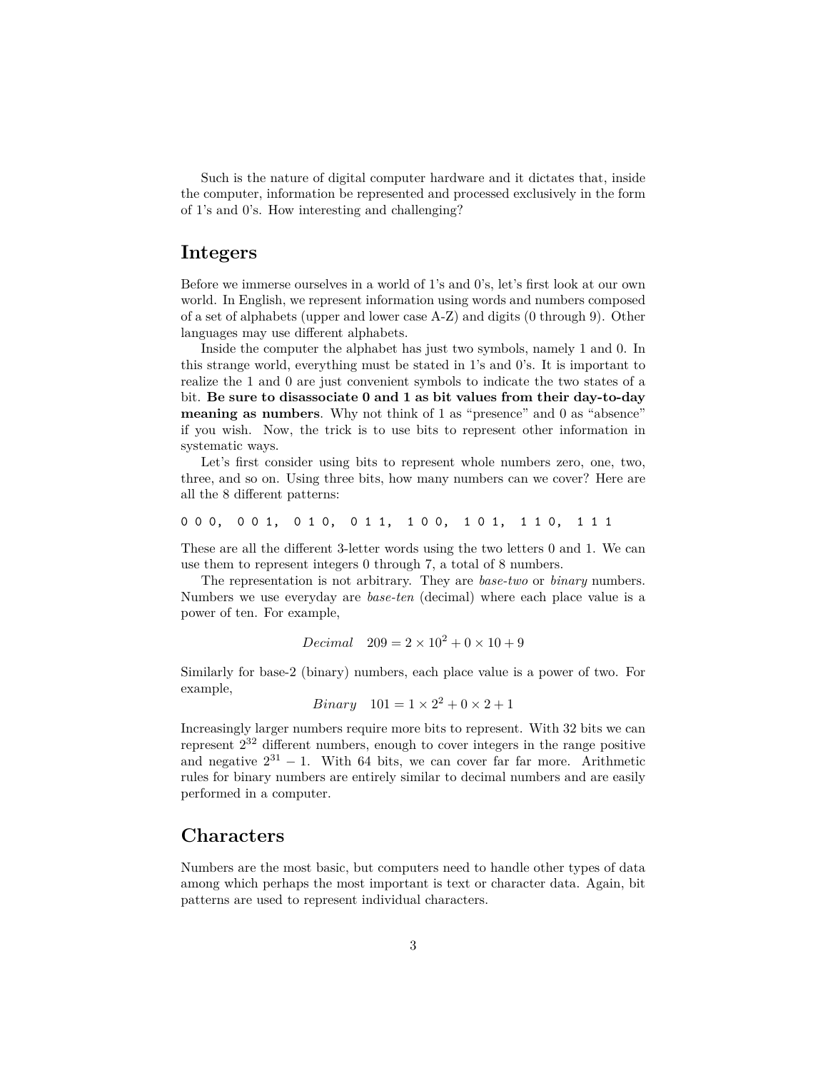Such is the nature of digital computer hardware and it dictates that, inside the computer, information be represented and processed exclusively in the form of 1's and 0's. How interesting and challenging?

## Integers

Before we immerse ourselves in a world of 1's and 0's, let's first look at our own world. In English, we represent information using words and numbers composed of a set of alphabets (upper and lower case A-Z) and digits (0 through 9). Other languages may use different alphabets.

Inside the computer the alphabet has just two symbols, namely 1 and 0. In this strange world, everything must be stated in 1's and 0's. It is important to realize the 1 and 0 are just convenient symbols to indicate the two states of a bit. **Be sure to disassociate 0 and 1 as bit values from their day-to-day meaning as numbers**. Why not think of 1 as "presence" and 0 as "absence" if you wish. Now, the trick is to use bits to represent other information in systematic ways.

Let's first consider using bits to represent whole numbers zero, one, two, three, and so on. Using three bits, how many numbers can we cover? Here are all the 8 different patterns:

```
0 0 0,  0 0 1,  0 1 0,  0 1 1,  1 0 0,  1 0 1,  1 1 0,  1 1 1
```

These are all the different 3-letter words using the two letters 0 and 1. We can use them to represent integers 0 through 7, a total of 8 numbers.

The representation is not arbitrary. They are *base-two* or *binary* numbers. Numbers we use everyday are *base-ten* (decimal) where each place value is a power of ten. For example,

$$\textit{Decimal} \quad 209 = 2 \times 10^2 + 0 \times 10 + 9$$

Similarly for base-2 (binary) numbers, each place value is a power of two. For example,

$$\textit{Binary} \quad 101 = 1 \times 2^2 + 0 \times 2 + 1$$

Increasingly larger numbers require more bits to represent. With 32 bits we can represent $2^{32}$ different numbers, enough to cover integers in the range positive and negative $2^{31} - 1$. With 64 bits, we can cover far far more. Arithmetic rules for binary numbers are entirely similar to decimal numbers and are easily performed in a computer.

## Characters

Numbers are the most basic, but computers need to handle other types of data among which perhaps the most important is text or character data. Again, bit patterns are used to represent individual characters.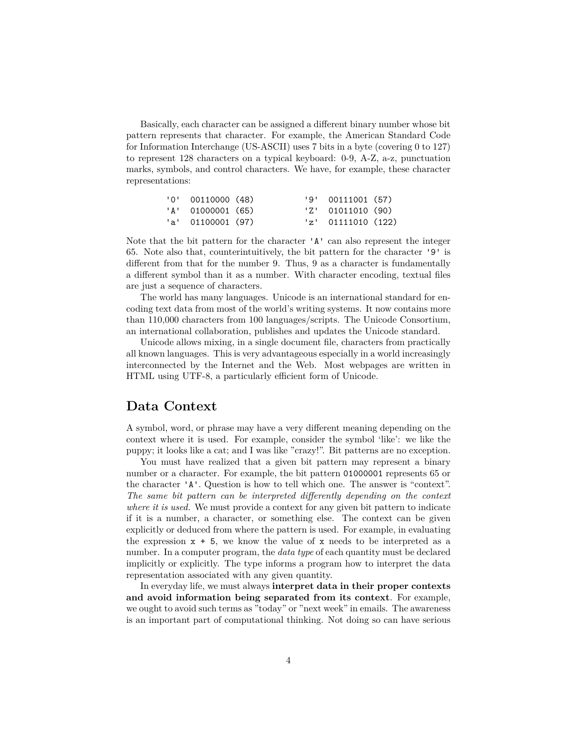Basically, each character can be assigned a different binary number whose bit pattern represents that character. For example, the American Standard Code for Information Interchange (US-ASCII) uses 7 bits in a byte (covering 0 to 127) to represent 128 characters on a typical keyboard: 0-9, A-Z, a-z, punctuation marks, symbols, and control characters. We have, for example, these character representations:

```
'0'  00110000 (48)          '9'  00111001 (57)
'A'  01000001 (65)          'Z'  01011010 (90)
'a'  01100001 (97)          'z'  01111010 (122)
```

Note that the bit pattern for the character `'A'` can also represent the integer 65. Note also that, counterintuitively, the bit pattern for the character `'9'` is different from that for the number 9. Thus, 9 as a character is fundamentally a different symbol than it as a number. With character encoding, textual files are just a sequence of characters.

The world has many languages. Unicode is an international standard for encoding text data from most of the world's writing systems. It now contains more than 110,000 characters from 100 languages/scripts. The Unicode Consortium, an international collaboration, publishes and updates the Unicode standard.

Unicode allows mixing, in a single document file, characters from practically all known languages. This is very advantageous especially in a world increasingly interconnected by the Internet and the Web. Most webpages are written in HTML using UTF-8, a particularly efficient form of Unicode.

## Data Context

A symbol, word, or phrase may have a very different meaning depending on the context where it is used. For example, consider the symbol 'like': we like the puppy; it looks like a cat; and I was like "crazy!". Bit patterns are no exception.

You must have realized that a given bit pattern may represent a binary number or a character. For example, the bit pattern `01000001` represents 65 or the character `'A'`. Question is how to tell which one. The answer is "context". *The same bit pattern can be interpreted differently depending on the context where it is used.* We must provide a context for any given bit pattern to indicate if it is a number, a character, or something else. The context can be given explicitly or deduced from where the pattern is used. For example, in evaluating the expression `x + 5`, we know the value of `x` needs to be interpreted as a number. In a computer program, the *data type* of each quantity must be declared implicitly or explicitly. The type informs a program how to interpret the data representation associated with any given quantity.

In everyday life, we must always **interpret data in their proper contexts and avoid information being separated from its context**. For example, we ought to avoid such terms as "today" or "next week" in emails. The awareness is an important part of computational thinking. Not doing so can have serious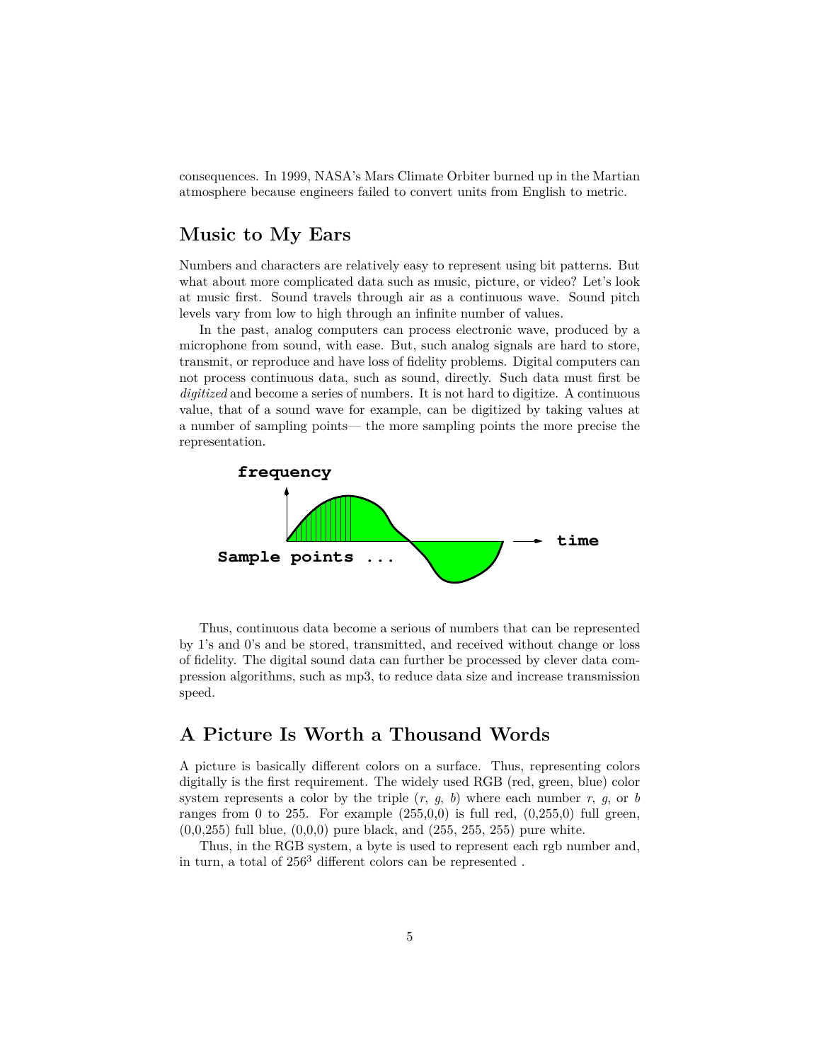consequences. In 1999, NASA's Mars Climate Orbiter burned up in the Martian atmosphere because engineers failed to convert units from English to metric.

## Music to My Ears

Numbers and characters are relatively easy to represent using bit patterns. But what about more complicated data such as music, picture, or video? Let's look at music first. Sound travels through air as a continuous wave. Sound pitch levels vary from low to high through an infinite number of values.

In the past, analog computers can process electronic wave, produced by a microphone from sound, with ease. But, such analog signals are hard to store, transmit, or reproduce and have loss of fidelity problems. Digital computers can not process continuous data, such as sound, directly. Such data must first be *digitized* and become a series of numbers. It is not hard to digitize. A continuous value, that of a sound wave for example, can be digitized by taking values at a number of sampling points— the more sampling points the more precise the representation.

**frequency**

**time**

**Sample points ...**

Thus, continuous data become a serious of numbers that can be represented by 1's and 0's and be stored, transmitted, and received without change or loss of fidelity. The digital sound data can further be processed by clever data compression algorithms, such as mp3, to reduce data size and increase transmission speed.

## A Picture Is Worth a Thousand Words

A picture is basically different colors on a surface. Thus, representing colors digitally is the first requirement. The widely used RGB (red, green, blue) color system represents a color by the triple ($r$, $g$, $b$) where each number $r$, $g$, or $b$ ranges from 0 to 255. For example (255,0,0) is full red, (0,255,0) full green, (0,0,255) full blue, (0,0,0) pure black, and (255, 255, 255) pure white.

Thus, in the RGB system, a byte is used to represent each rgb number and, in turn, a total of $256^3$ different colors can be represented .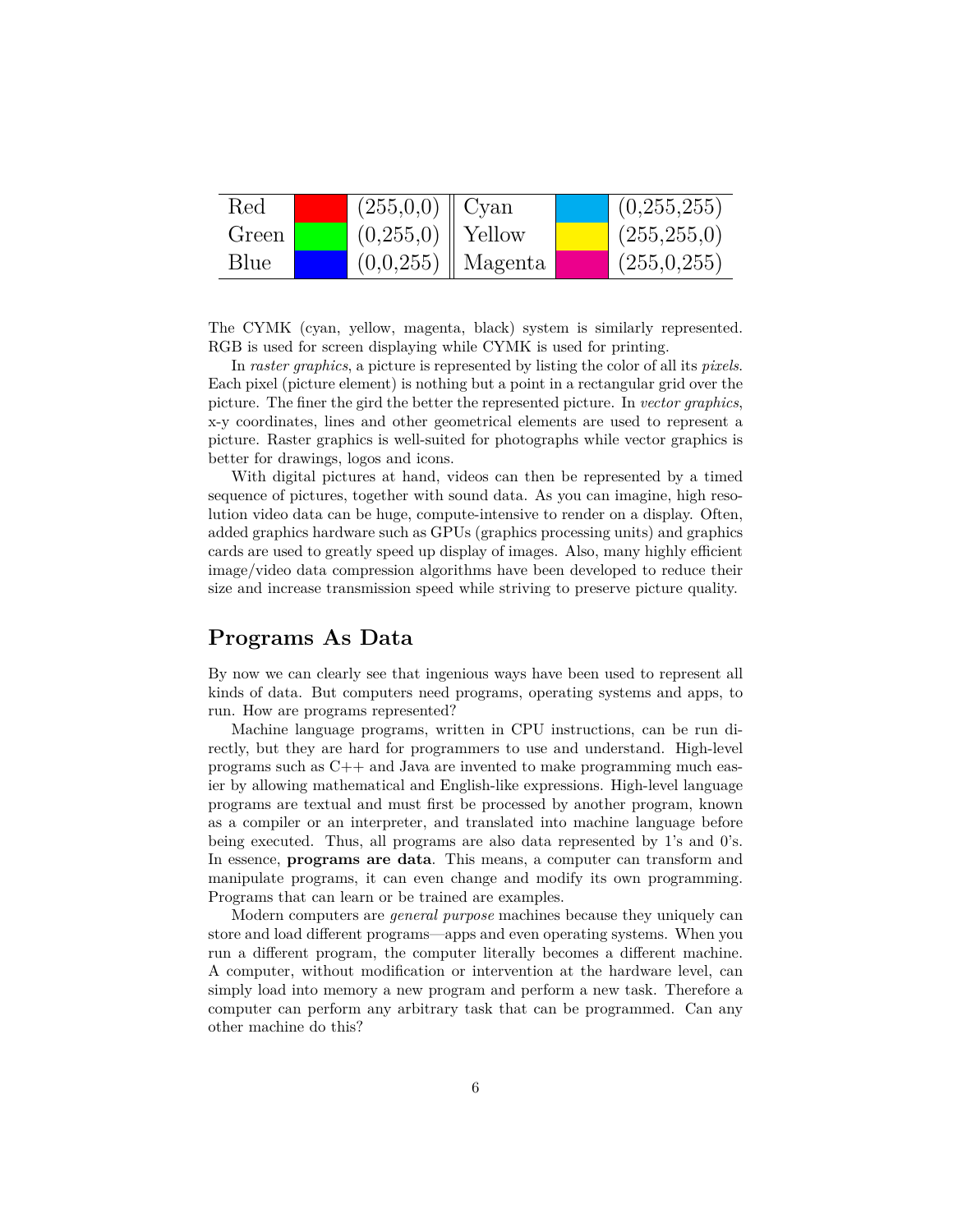| Red | | (255,0,0) | Cyan | | (0,255,255) |
|---|---|---|---|---|---|
| Green | | (0,255,0) | Yellow | | (255,255,0) |
| Blue | | (0,0,255) | Magenta | | (255,0,255) |

The CYMK (cyan, yellow, magenta, black) system is similarly represented. RGB is used for screen displaying while CYMK is used for printing.

In *raster graphics*, a picture is represented by listing the color of all its *pixels*. Each pixel (picture element) is nothing but a point in a rectangular grid over the picture. The finer the gird the better the represented picture. In *vector graphics*, x-y coordinates, lines and other geometrical elements are used to represent a picture. Raster graphics is well-suited for photographs while vector graphics is better for drawings, logos and icons.

With digital pictures at hand, videos can then be represented by a timed sequence of pictures, together with sound data. As you can imagine, high resolution video data can be huge, compute-intensive to render on a display. Often, added graphics hardware such as GPUs (graphics processing units) and graphics cards are used to greatly speed up display of images. Also, many highly efficient image/video data compression algorithms have been developed to reduce their size and increase transmission speed while striving to preserve picture quality.

## Programs As Data

By now we can clearly see that ingenious ways have been used to represent all kinds of data. But computers need programs, operating systems and apps, to run. How are programs represented?

Machine language programs, written in CPU instructions, can be run directly, but they are hard for programmers to use and understand. High-level programs such as C++ and Java are invented to make programming much easier by allowing mathematical and English-like expressions. High-level language programs are textual and must first be processed by another program, known as a compiler or an interpreter, and translated into machine language before being executed. Thus, all programs are also data represented by 1's and 0's. In essence, **programs are data**. This means, a computer can transform and manipulate programs, it can even change and modify its own programming. Programs that can learn or be trained are examples.

Modern computers are *general purpose* machines because they uniquely can store and load different programs—apps and even operating systems. When you run a different program, the computer literally becomes a different machine. A computer, without modification or intervention at the hardware level, can simply load into memory a new program and perform a new task. Therefore a computer can perform any arbitrary task that can be programmed. Can any other machine do this?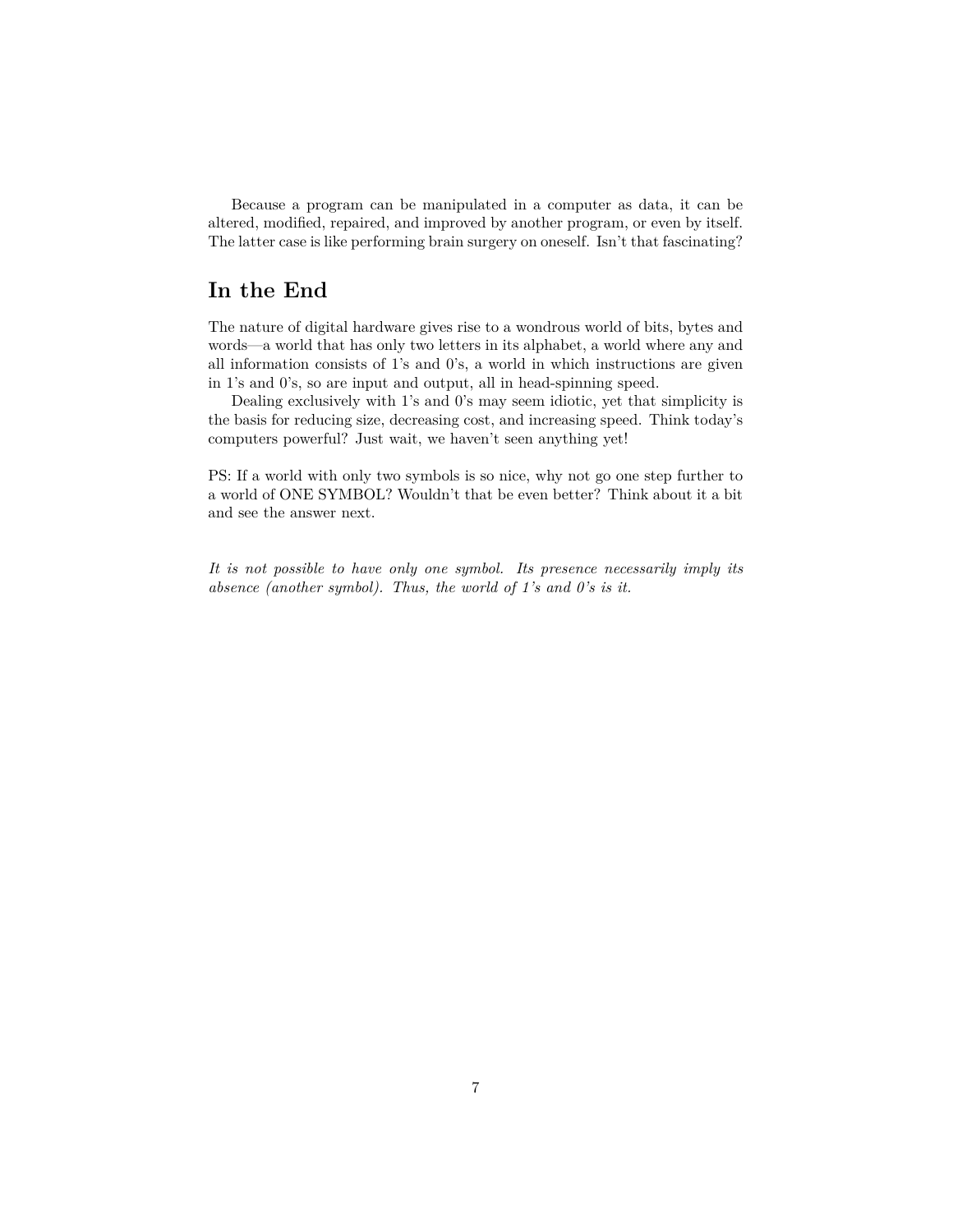Because a program can be manipulated in a computer as data, it can be altered, modified, repaired, and improved by another program, or even by itself. The latter case is like performing brain surgery on oneself. Isn't that fascinating?

## In the End

The nature of digital hardware gives rise to a wondrous world of bits, bytes and words—a world that has only two letters in its alphabet, a world where any and all information consists of 1's and 0's, a world in which instructions are given in 1's and 0's, so are input and output, all in head-spinning speed.

Dealing exclusively with 1's and 0's may seem idiotic, yet that simplicity is the basis for reducing size, decreasing cost, and increasing speed. Think today's computers powerful? Just wait, we haven't seen anything yet!

PS: If a world with only two symbols is so nice, why not go one step further to a world of ONE SYMBOL? Wouldn't that be even better? Think about it a bit and see the answer next.

*It is not possible to have only one symbol. Its presence necessarily imply its absence (another symbol). Thus, the world of 1's and 0's is it.*